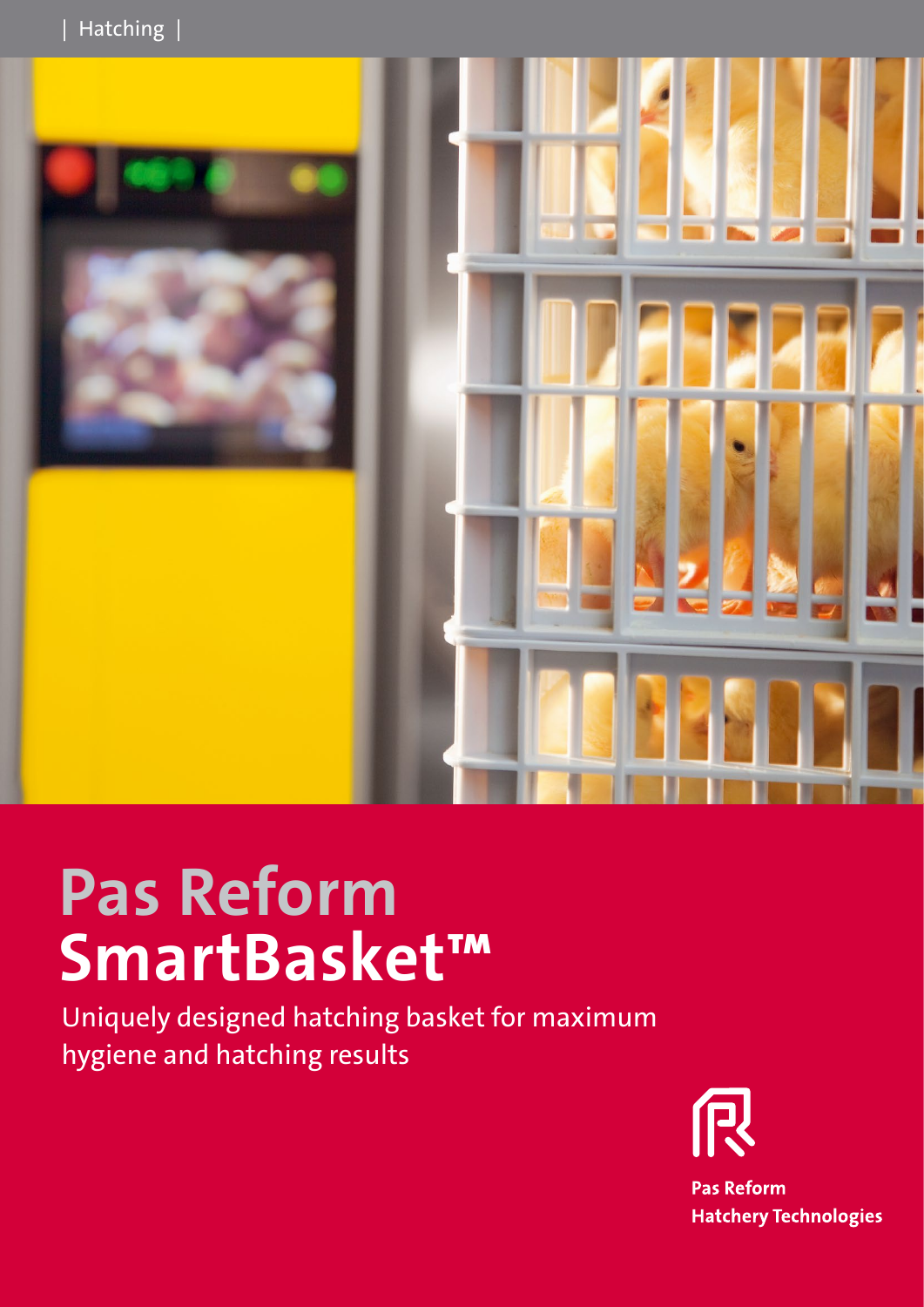| Hatching |

# Pas Reform SmartBasket™

Uniquely designed hatching basket for maximum hygiene and hatching results

Pas Reform
Hatchery Technologies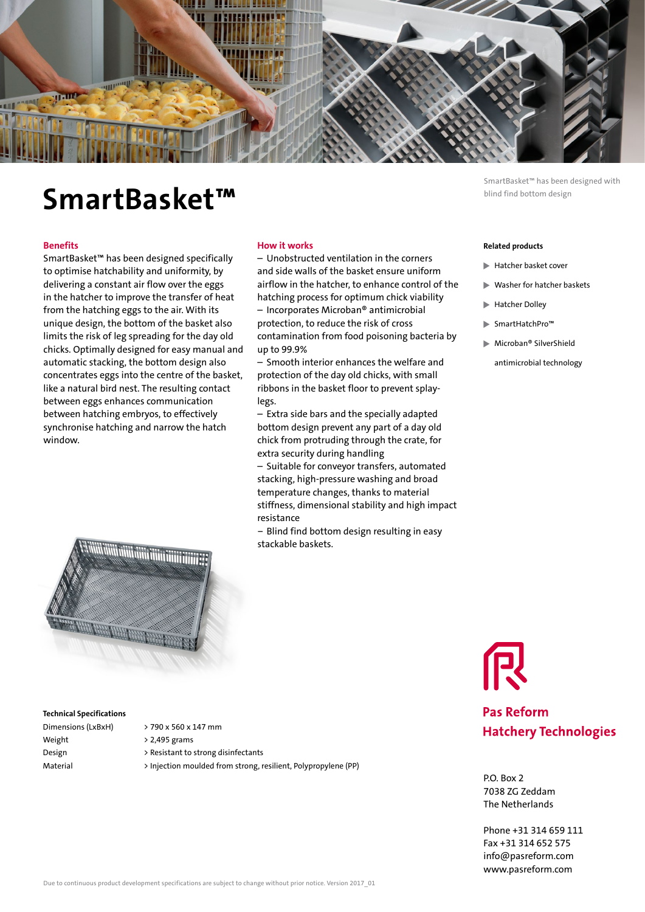# SmartBasket™

SmartBasket™ has been designed with blind find bottom design

## Benefits

SmartBasket™ has been designed specifically to optimise hatchability and uniformity, by delivering a constant air flow over the eggs in the hatcher to improve the transfer of heat from the hatching eggs to the air. With its unique design, the bottom of the basket also limits the risk of leg spreading for the day old chicks. Optimally designed for easy manual and automatic stacking, the bottom design also concentrates eggs into the centre of the basket, like a natural bird nest. The resulting contact between eggs enhances communication between hatching embryos, to effectively synchronise hatching and narrow the hatch window.

## How it works

– Unobstructed ventilation in the corners and side walls of the basket ensure uniform airflow in the hatcher, to enhance control of the hatching process for optimum chick viability
– Incorporates Microban® antimicrobial protection, to reduce the risk of cross contamination from food poisoning bacteria by up to 99.9%
– Smooth interior enhances the welfare and protection of the day old chicks, with small ribbons in the basket floor to prevent splay-legs.
– Extra side bars and the specially adapted bottom design prevent any part of a day old chick from protruding through the crate, for extra security during handling
– Suitable for conveyor transfers, automated stacking, high-pressure washing and broad temperature changes, thanks to material stiffness, dimensional stability and high impact resistance
– Blind find bottom design resulting in easy stackable baskets.

### Related products

- Hatcher basket cover
- Washer for hatcher baskets
- Hatcher Dolley
- SmartHatchPro™
- Microban® SilverShield antimicrobial technology

### Technical Specifications

| | |
|---|---|
| Dimensions (LxBxH) | > 790 x 560 x 147 mm |
| Weight | > 2,495 grams |
| Design | > Resistant to strong disinfectants |
| Material | > Injection moulded from strong, resilient, Polypropylene (PP) |

**Pas Reform Hatchery Technologies**

P.O. Box 2
7038 ZG Zeddam
The Netherlands

Phone +31 314 659 111
Fax +31 314 652 575
info@pasreform.com
www.pasreform.com

Due to continuous product development specifications are subject to change without prior notice. Version 2017_01